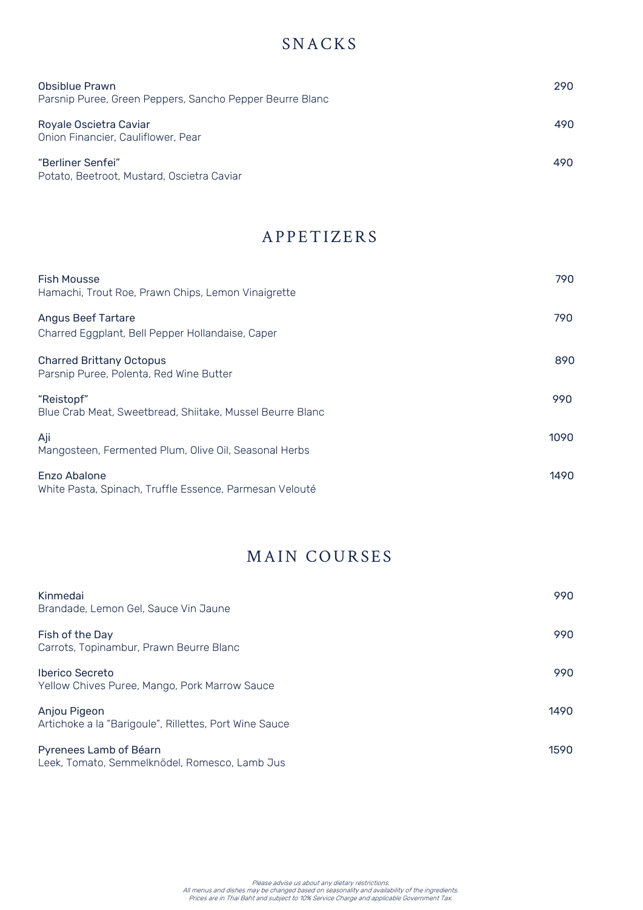## SNACKS

Obsiblue Prawn — 290
Parsnip Puree, Green Peppers, Sancho Pepper Beurre Blanc

Royale Oscietra Caviar — 490
Onion Financier, Cauliflower, Pear

"Berliner Senfei" — 490
Potato, Beetroot, Mustard, Oscietra Caviar

## APPETIZERS

Fish Mousse — 790
Hamachi, Trout Roe, Prawn Chips, Lemon Vinaigrette

Angus Beef Tartare — 790
Charred Eggplant, Bell Pepper Hollandaise, Caper

Charred Brittany Octopus — 890
Parsnip Puree, Polenta, Red Wine Butter

"Reistopf" — 990
Blue Crab Meat, Sweetbread, Shiitake, Mussel Beurre Blanc

Aji — 1090
Mangosteen, Fermented Plum, Olive Oil, Seasonal Herbs

Enzo Abalone — 1490
White Pasta, Spinach, Truffle Essence, Parmesan Velouté

## MAIN COURSES

Kinmedai — 990
Brandade, Lemon Gel, Sauce Vin Jaune

Fish of the Day — 990
Carrots, Topinambur, Prawn Beurre Blanc

Iberico Secreto — 990
Yellow Chives Puree, Mango, Pork Marrow Sauce

Anjou Pigeon — 1490
Artichoke a la "Barigoule", Rillettes, Port Wine Sauce

Pyrenees Lamb of Béarn — 1590
Leek, Tomato, Semmelknödel, Romesco, Lamb Jus

*Please advise us about any dietary restrictions.*
*All menus and dishes may be changed based on seasonality and availability of the ingredients.*
*Prices are in Thai Baht and subject to 10% Service Charge and applicable Government Tax.*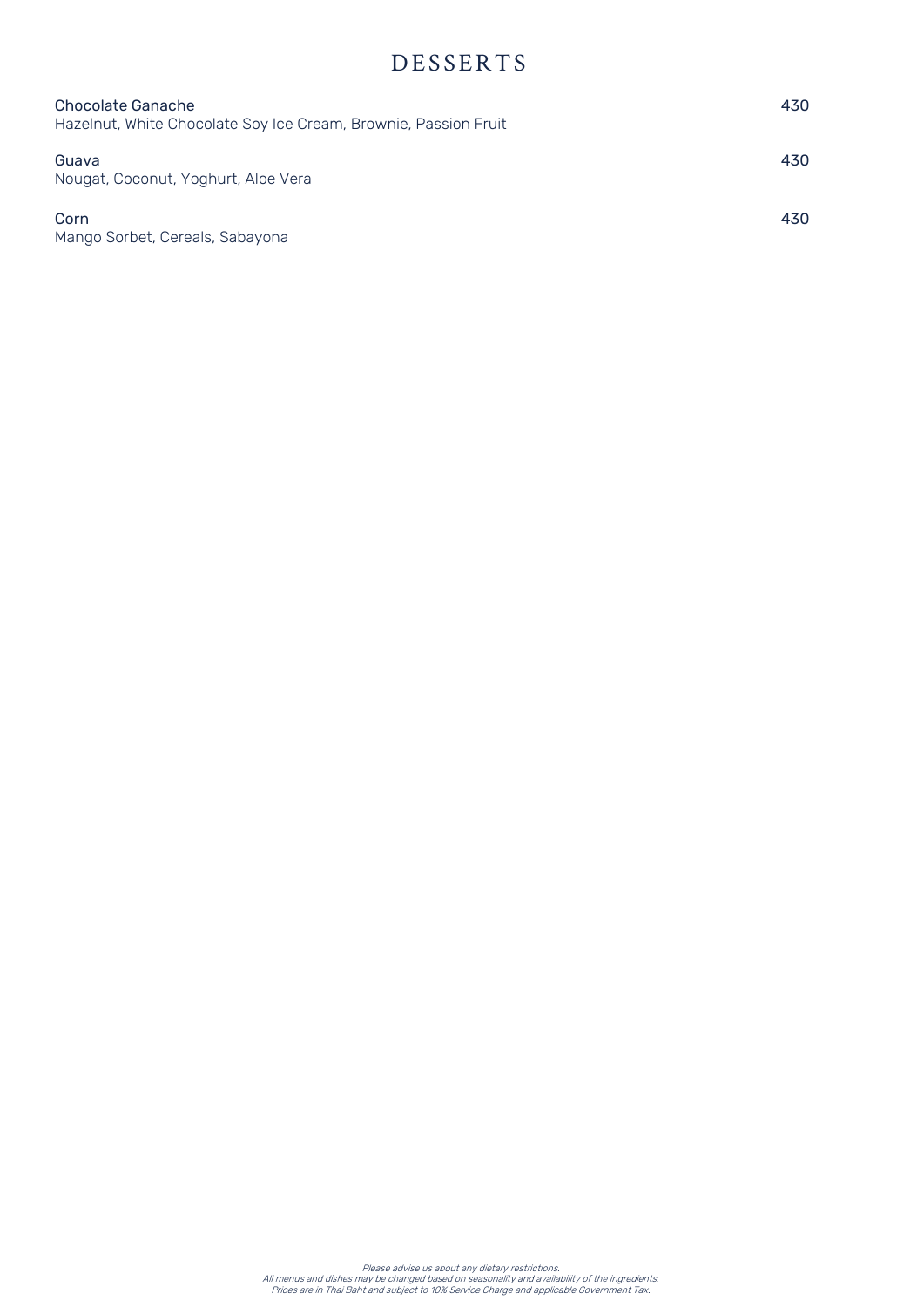# DESSERTS

Chocolate Ganache — 430
Hazelnut, White Chocolate Soy Ice Cream, Brownie, Passion Fruit

Guava — 430
Nougat, Coconut, Yoghurt, Aloe Vera

Corn — 430
Mango Sorbet, Cereals, Sabayona

*Please advise us about any dietary restrictions.*
*All menus and dishes may be changed based on seasonality and availability of the ingredients.*
*Prices are in Thai Baht and subject to 10% Service Charge and applicable Government Tax.*